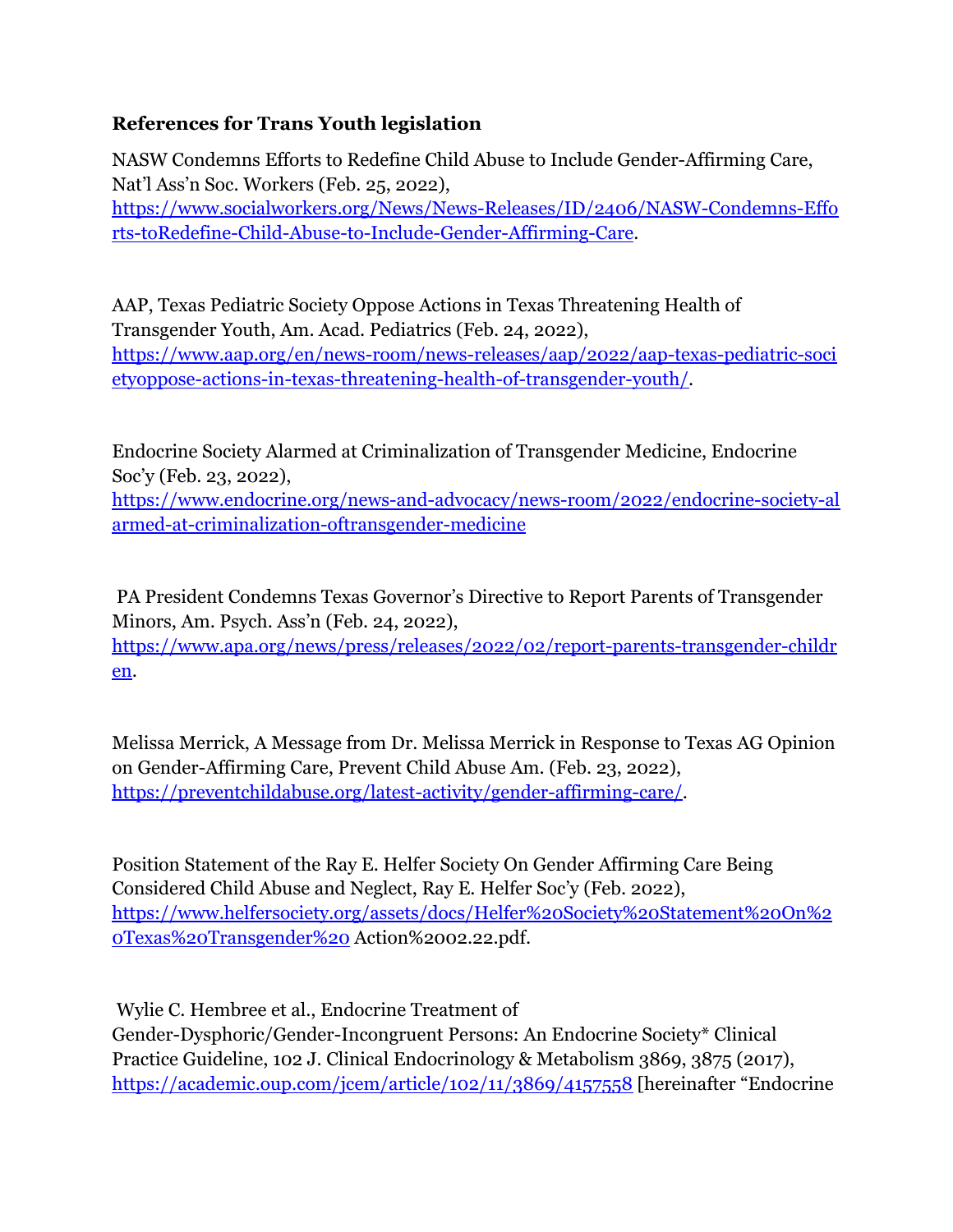**References for Trans Youth legislation**

NASW Condemns Efforts to Redefine Child Abuse to Include Gender-Affirming Care, Nat'l Ass'n Soc. Workers (Feb. 25, 2022), [https://www.socialworkers.org/News/News-Releases/ID/2406/NASW-Condemns-Efforts-toRedefine-Child-Abuse-to-Include-Gender-Affirming-Care](https://www.socialworkers.org/News/News-Releases/ID/2406/NASW-Condemns-Efforts-toRedefine-Child-Abuse-to-Include-Gender-Affirming-Care).

AAP, Texas Pediatric Society Oppose Actions in Texas Threatening Health of Transgender Youth, Am. Acad. Pediatrics (Feb. 24, 2022), [https://www.aap.org/en/news-room/news-releases/aap/2022/aap-texas-pediatric-societyoppose-actions-in-texas-threatening-health-of-transgender-youth/](https://www.aap.org/en/news-room/news-releases/aap/2022/aap-texas-pediatric-societyoppose-actions-in-texas-threatening-health-of-transgender-youth/).

Endocrine Society Alarmed at Criminalization of Transgender Medicine, Endocrine Soc'y (Feb. 23, 2022), [https://www.endocrine.org/news-and-advocacy/news-room/2022/endocrine-society-alarmed-at-criminalization-oftransgender-medicine](https://www.endocrine.org/news-and-advocacy/news-room/2022/endocrine-society-alarmed-at-criminalization-oftransgender-medicine)

PA President Condemns Texas Governor's Directive to Report Parents of Transgender Minors, Am. Psych. Ass'n (Feb. 24, 2022), [https://www.apa.org/news/press/releases/2022/02/report-parents-transgender-children](https://www.apa.org/news/press/releases/2022/02/report-parents-transgender-children).

Melissa Merrick, A Message from Dr. Melissa Merrick in Response to Texas AG Opinion on Gender-Affirming Care, Prevent Child Abuse Am. (Feb. 23, 2022), [https://preventchildabuse.org/latest-activity/gender-affirming-care/](https://preventchildabuse.org/latest-activity/gender-affirming-care/).

Position Statement of the Ray E. Helfer Society On Gender Affirming Care Being Considered Child Abuse and Neglect, Ray E. Helfer Soc'y (Feb. 2022), [https://www.helfersociety.org/assets/docs/Helfer%20Society%20Statement%20On%20Texas%20Transgender%20](https://www.helfersociety.org/assets/docs/Helfer%20Society%20Statement%20On%20Texas%20Transgender%20) Action%2002.22.pdf.

Wylie C. Hembree et al., Endocrine Treatment of Gender-Dysphoric/Gender-Incongruent Persons: An Endocrine Society* Clinical Practice Guideline, 102 J. Clinical Endocrinology & Metabolism 3869, 3875 (2017), [https://academic.oup.com/jcem/article/102/11/3869/4157558](https://academic.oup.com/jcem/article/102/11/3869/4157558) [hereinafter "Endocrine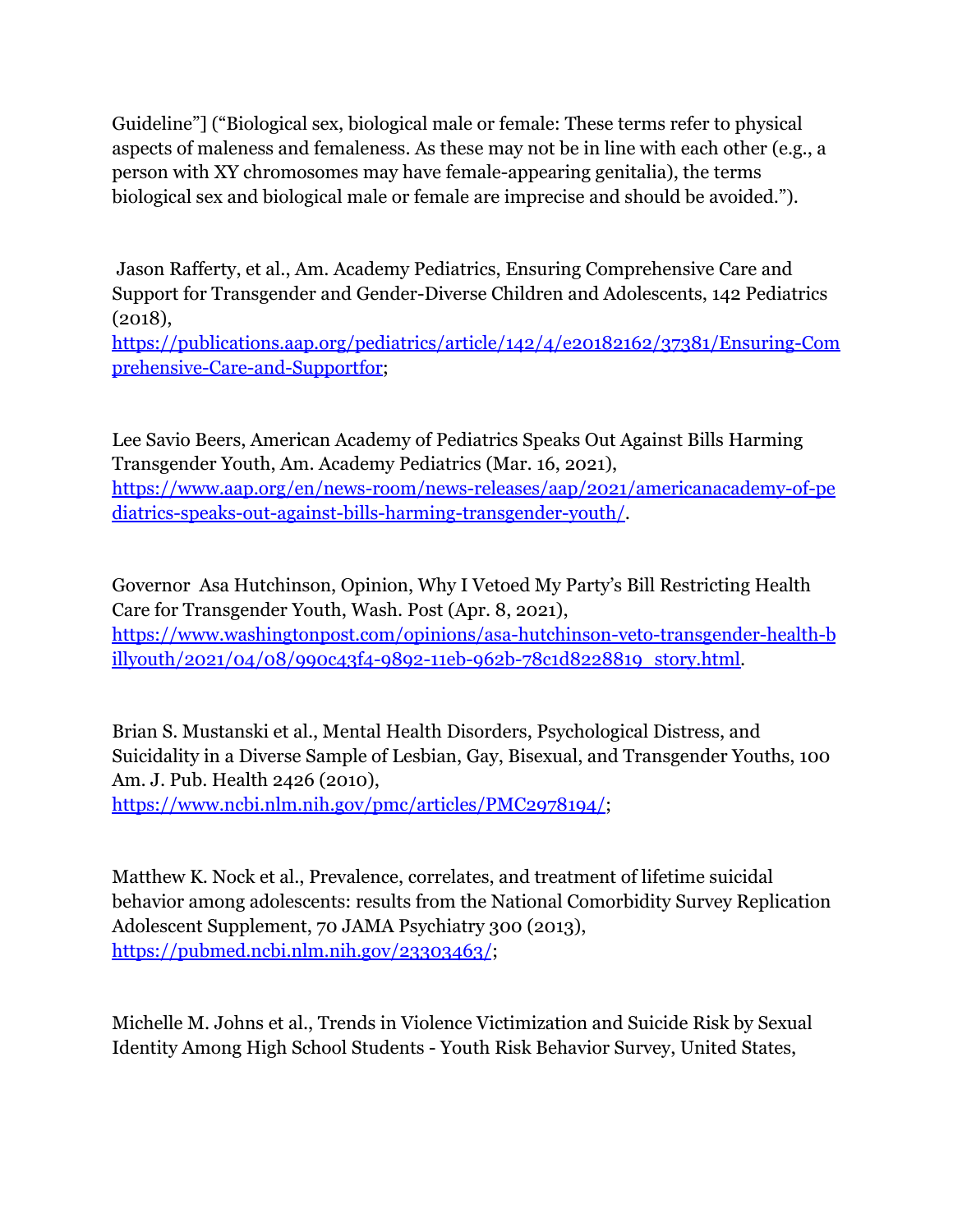Guideline"] ("Biological sex, biological male or female: These terms refer to physical aspects of maleness and femaleness. As these may not be in line with each other (e.g., a person with XY chromosomes may have female-appearing genitalia), the terms biological sex and biological male or female are imprecise and should be avoided.").

Jason Rafferty, et al., Am. Academy Pediatrics, Ensuring Comprehensive Care and Support for Transgender and Gender-Diverse Children and Adolescents, 142 Pediatrics (2018), [https://publications.aap.org/pediatrics/article/142/4/e20182162/37381/Ensuring-Comprehensive-Care-and-Supportfor](https://publications.aap.org/pediatrics/article/142/4/e20182162/37381/Ensuring-Comprehensive-Care-and-Supportfor);

Lee Savio Beers, American Academy of Pediatrics Speaks Out Against Bills Harming Transgender Youth, Am. Academy Pediatrics (Mar. 16, 2021), [https://www.aap.org/en/news-room/news-releases/aap/2021/americanacademy-of-pediatrics-speaks-out-against-bills-harming-transgender-youth/](https://www.aap.org/en/news-room/news-releases/aap/2021/americanacademy-of-pediatrics-speaks-out-against-bills-harming-transgender-youth/).

Governor Asa Hutchinson, Opinion, Why I Vetoed My Party's Bill Restricting Health Care for Transgender Youth, Wash. Post (Apr. 8, 2021), [https://www.washingtonpost.com/opinions/asa-hutchinson-veto-transgender-health-billyouth/2021/04/08/990c43f4-9892-11eb-962b-78c1d8228819_story.html](https://www.washingtonpost.com/opinions/asa-hutchinson-veto-transgender-health-billyouth/2021/04/08/990c43f4-9892-11eb-962b-78c1d8228819_story.html).

Brian S. Mustanski et al., Mental Health Disorders, Psychological Distress, and Suicidality in a Diverse Sample of Lesbian, Gay, Bisexual, and Transgender Youths, 100 Am. J. Pub. Health 2426 (2010), [https://www.ncbi.nlm.nih.gov/pmc/articles/PMC2978194/](https://www.ncbi.nlm.nih.gov/pmc/articles/PMC2978194/);

Matthew K. Nock et al., Prevalence, correlates, and treatment of lifetime suicidal behavior among adolescents: results from the National Comorbidity Survey Replication Adolescent Supplement, 70 JAMA Psychiatry 300 (2013), [https://pubmed.ncbi.nlm.nih.gov/23303463/](https://pubmed.ncbi.nlm.nih.gov/23303463/);

Michelle M. Johns et al., Trends in Violence Victimization and Suicide Risk by Sexual Identity Among High School Students - Youth Risk Behavior Survey, United States,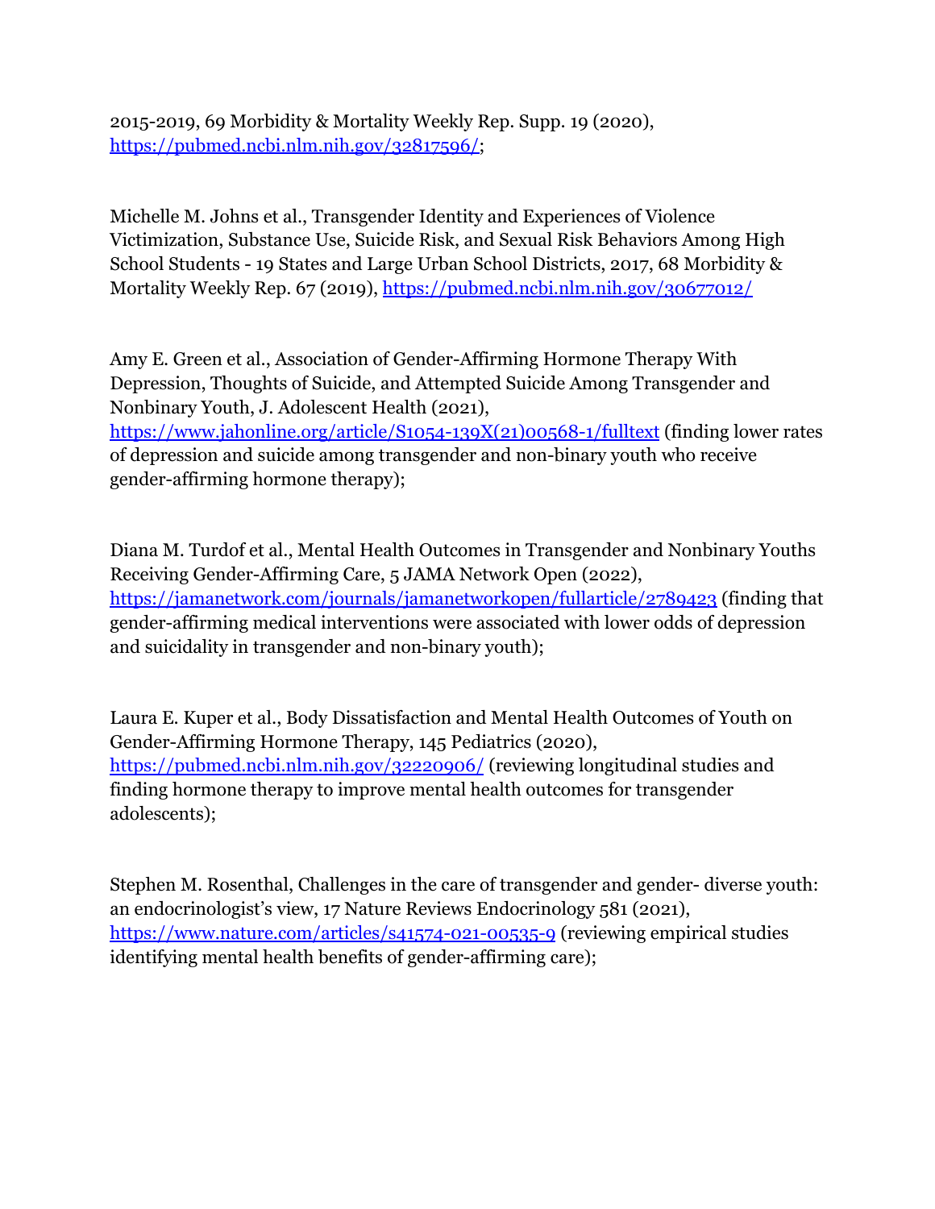2015-2019, 69 Morbidity & Mortality Weekly Rep. Supp. 19 (2020), https://pubmed.ncbi.nlm.nih.gov/32817596/;

Michelle M. Johns et al., Transgender Identity and Experiences of Violence Victimization, Substance Use, Suicide Risk, and Sexual Risk Behaviors Among High School Students - 19 States and Large Urban School Districts, 2017, 68 Morbidity & Mortality Weekly Rep. 67 (2019), https://pubmed.ncbi.nlm.nih.gov/30677012/

Amy E. Green et al., Association of Gender-Affirming Hormone Therapy With Depression, Thoughts of Suicide, and Attempted Suicide Among Transgender and Nonbinary Youth, J. Adolescent Health (2021), https://www.jahonline.org/article/S1054-139X(21)00568-1/fulltext (finding lower rates of depression and suicide among transgender and non-binary youth who receive gender-affirming hormone therapy);

Diana M. Turdof et al., Mental Health Outcomes in Transgender and Nonbinary Youths Receiving Gender-Affirming Care, 5 JAMA Network Open (2022), https://jamanetwork.com/journals/jamanetworkopen/fullarticle/2789423 (finding that gender-affirming medical interventions were associated with lower odds of depression and suicidality in transgender and non-binary youth);

Laura E. Kuper et al., Body Dissatisfaction and Mental Health Outcomes of Youth on Gender-Affirming Hormone Therapy, 145 Pediatrics (2020), https://pubmed.ncbi.nlm.nih.gov/32220906/ (reviewing longitudinal studies and finding hormone therapy to improve mental health outcomes for transgender adolescents);

Stephen M. Rosenthal, Challenges in the care of transgender and gender- diverse youth: an endocrinologist's view, 17 Nature Reviews Endocrinology 581 (2021), https://www.nature.com/articles/s41574-021-00535-9 (reviewing empirical studies identifying mental health benefits of gender-affirming care);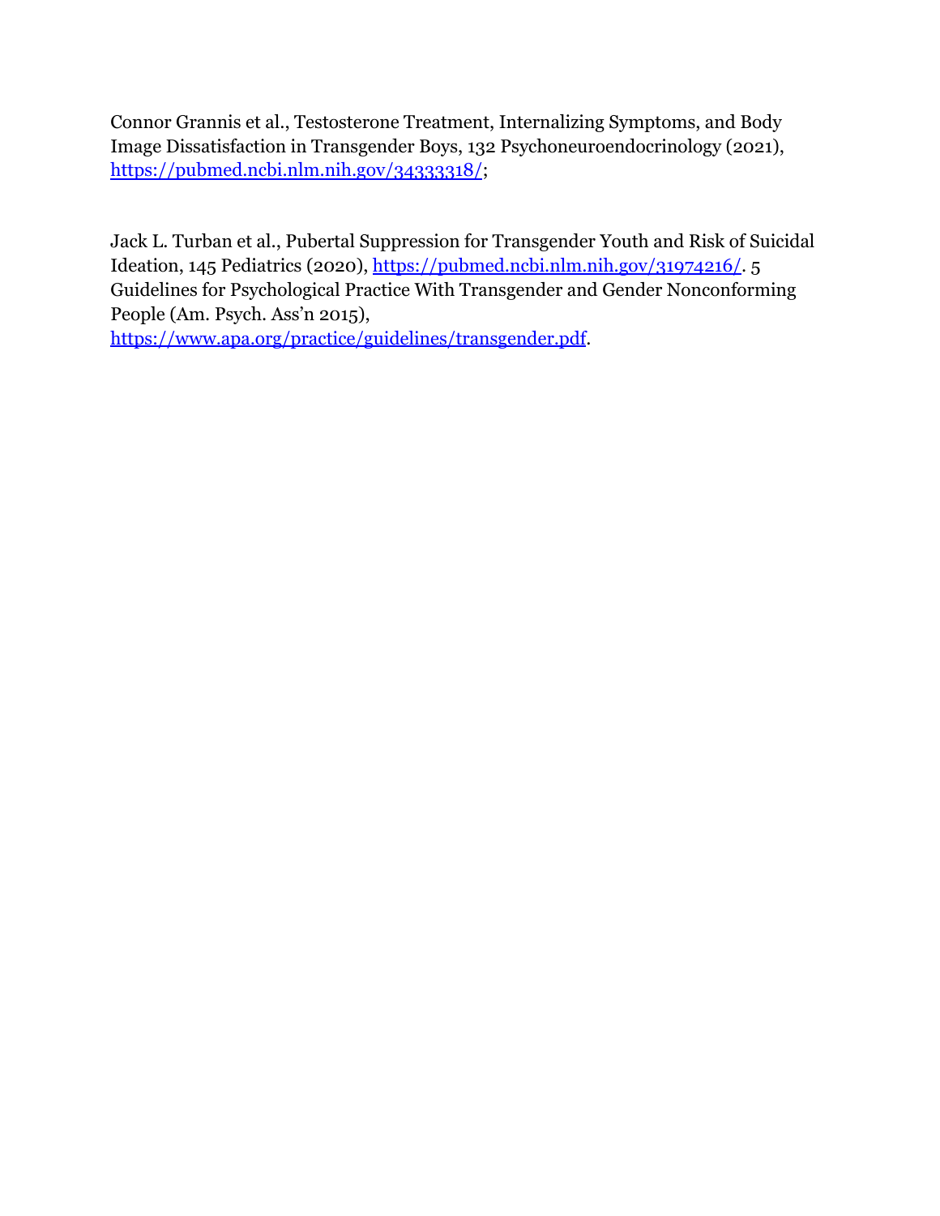Connor Grannis et al., Testosterone Treatment, Internalizing Symptoms, and Body Image Dissatisfaction in Transgender Boys, 132 Psychoneuroendocrinology (2021), https://pubmed.ncbi.nlm.nih.gov/34333318/;

Jack L. Turban et al., Pubertal Suppression for Transgender Youth and Risk of Suicidal Ideation, 145 Pediatrics (2020), https://pubmed.ncbi.nlm.nih.gov/31974216/. 5 Guidelines for Psychological Practice With Transgender and Gender Nonconforming People (Am. Psych. Ass'n 2015), https://www.apa.org/practice/guidelines/transgender.pdf.